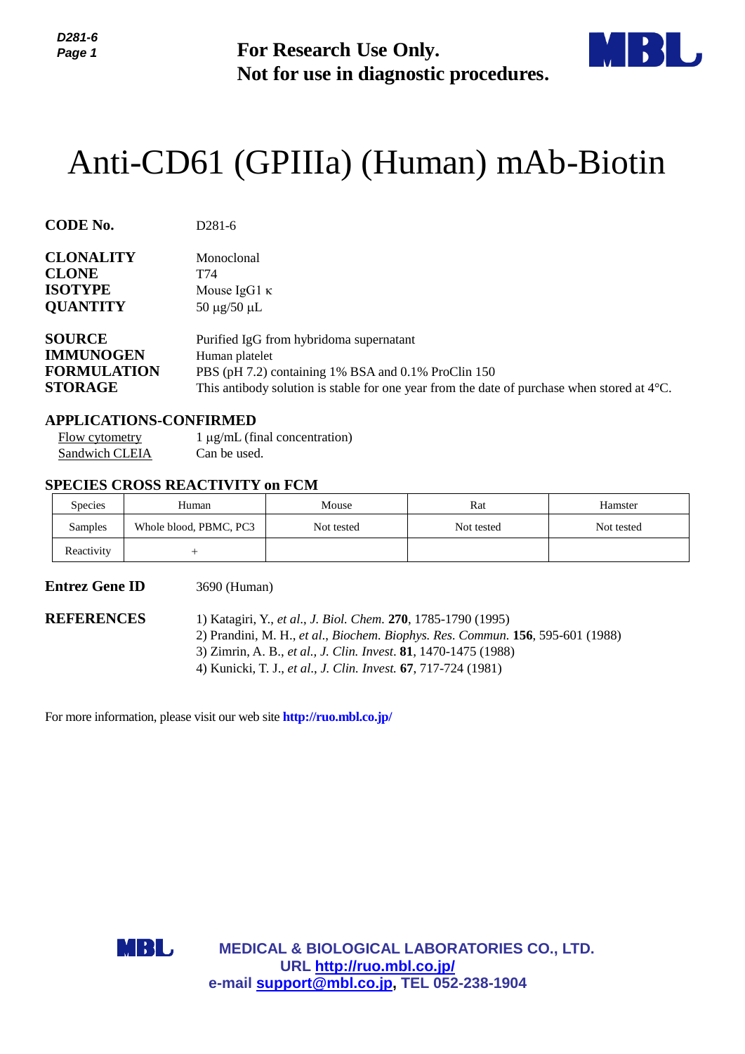For Research Use Only.
Not for use in diagnostic procedures.

# Anti-CD61 (GPIIIa) (Human) mAb-Biotin

**CODE No.** D281-6

**CLONALITY** Monoclonal
**CLONE** T74
**ISOTYPE** Mouse IgG1 κ
**QUANTITY** 50 µg/50 µL

**SOURCE** Purified IgG from hybridoma supernatant
**IMMUNOGEN** Human platelet
**FORMULATION** PBS (pH 7.2) containing 1% BSA and 0.1% ProClin 150
**STORAGE** This antibody solution is stable for one year from the date of purchase when stored at 4°C.

## APPLICATIONS-CONFIRMED

Flow cytometry 1 µg/mL (final concentration)
Sandwich CLEIA Can be used.

## SPECIES CROSS REACTIVITY on FCM

| Species | Human | Mouse | Rat | Hamster |
|---|---|---|---|---|
| Samples | Whole blood, PBMC, PC3 | Not tested | Not tested | Not tested |
| Reactivity | + | | | |

**Entrez Gene ID** 3690 (Human)

**REFERENCES**
1) Katagiri, Y., *et al*., *J. Biol. Chem.* **270**, 1785-1790 (1995)
2) Prandini, M. H., *et al*., *Biochem. Biophys. Res. Commun.* **156**, 595-601 (1988)
3) Zimrin, A. B., *et al*., *J. Clin. Invest*. **81**, 1470-1475 (1988)
4) Kunicki, T. J., *et al*., *J. Clin. Invest.* **67**, 717-724 (1981)

For more information, please visit our web site **http://ruo.mbl.co.jp/**

**MEDICAL & BIOLOGICAL LABORATORIES CO., LTD.**
**URL http://ruo.mbl.co.jp/**
**e-mail support@mbl.co.jp, TEL 052-238-1904**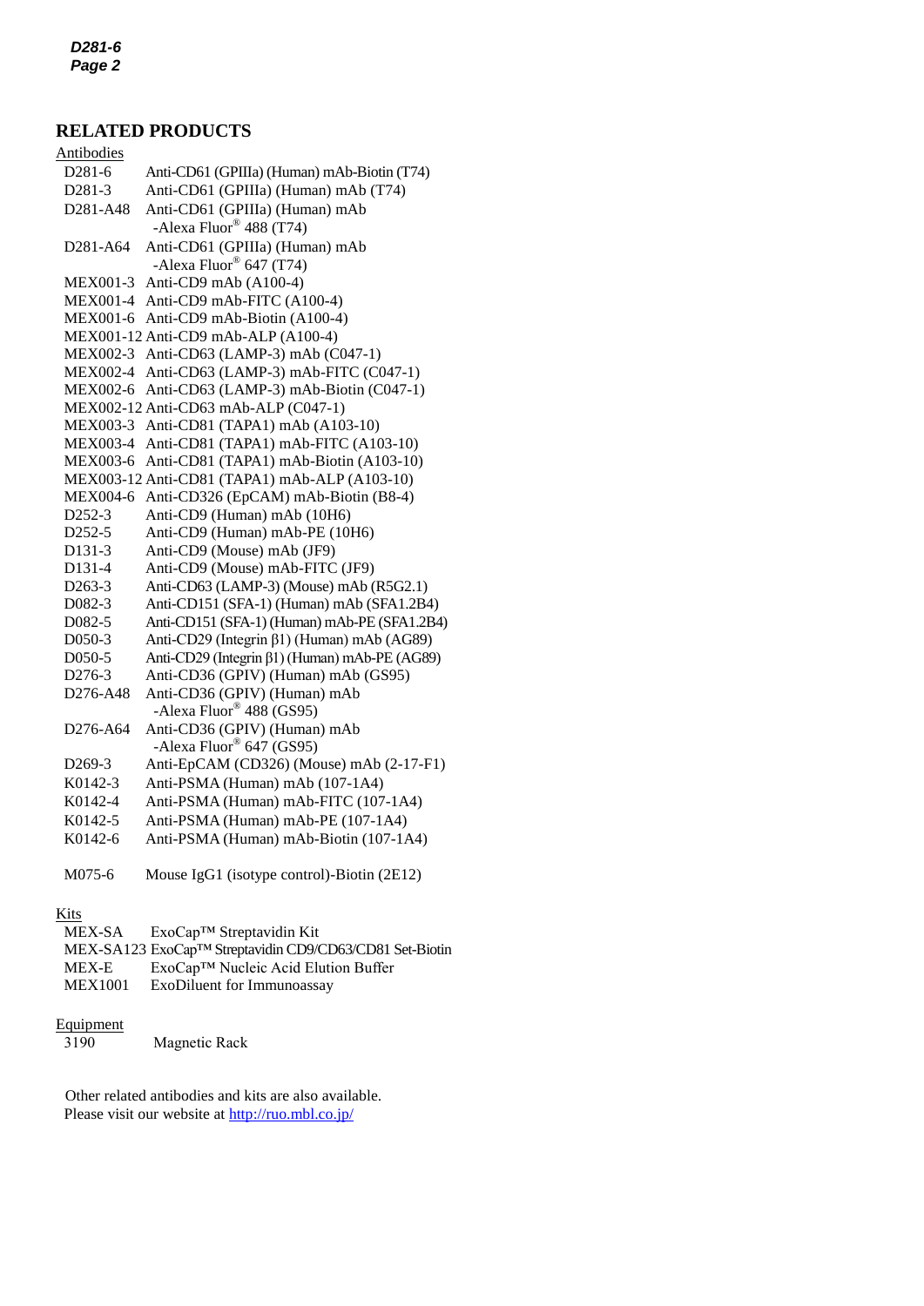## RELATED PRODUCTS

Antibodies

| | |
|---|---|
| D281-6 | Anti-CD61 (GPIIIa) (Human) mAb-Biotin (T74) |
| D281-3 | Anti-CD61 (GPIIIa) (Human) mAb (T74) |
| D281-A48 | Anti-CD61 (GPIIIa) (Human) mAb -Alexa Fluor® 488 (T74) |
| D281-A64 | Anti-CD61 (GPIIIa) (Human) mAb -Alexa Fluor® 647 (T74) |
| MEX001-3 | Anti-CD9 mAb (A100-4) |
| MEX001-4 | Anti-CD9 mAb-FITC (A100-4) |
| MEX001-6 | Anti-CD9 mAb-Biotin (A100-4) |
| MEX001-12 | Anti-CD9 mAb-ALP (A100-4) |
| MEX002-3 | Anti-CD63 (LAMP-3) mAb (C047-1) |
| MEX002-4 | Anti-CD63 (LAMP-3) mAb-FITC (C047-1) |
| MEX002-6 | Anti-CD63 (LAMP-3) mAb-Biotin (C047-1) |
| MEX002-12 | Anti-CD63 mAb-ALP (C047-1) |
| MEX003-3 | Anti-CD81 (TAPA1) mAb (A103-10) |
| MEX003-4 | Anti-CD81 (TAPA1) mAb-FITC (A103-10) |
| MEX003-6 | Anti-CD81 (TAPA1) mAb-Biotin (A103-10) |
| MEX003-12 | Anti-CD81 (TAPA1) mAb-ALP (A103-10) |
| MEX004-6 | Anti-CD326 (EpCAM) mAb-Biotin (B8-4) |
| D252-3 | Anti-CD9 (Human) mAb (10H6) |
| D252-5 | Anti-CD9 (Human) mAb-PE (10H6) |
| D131-3 | Anti-CD9 (Mouse) mAb (JF9) |
| D131-4 | Anti-CD9 (Mouse) mAb-FITC (JF9) |
| D263-3 | Anti-CD63 (LAMP-3) (Mouse) mAb (R5G2.1) |
| D082-3 | Anti-CD151 (SFA-1) (Human) mAb (SFA1.2B4) |
| D082-5 | Anti-CD151 (SFA-1) (Human) mAb-PE (SFA1.2B4) |
| D050-3 | Anti-CD29 (Integrin β1) (Human) mAb (AG89) |
| D050-5 | Anti-CD29 (Integrin β1) (Human) mAb-PE (AG89) |
| D276-3 | Anti-CD36 (GPIV) (Human) mAb (GS95) |
| D276-A48 | Anti-CD36 (GPIV) (Human) mAb -Alexa Fluor® 488 (GS95) |
| D276-A64 | Anti-CD36 (GPIV) (Human) mAb -Alexa Fluor® 647 (GS95) |
| D269-3 | Anti-EpCAM (CD326) (Mouse) mAb (2-17-F1) |
| K0142-3 | Anti-PSMA (Human) mAb (107-1A4) |
| K0142-4 | Anti-PSMA (Human) mAb-FITC (107-1A4) |
| K0142-5 | Anti-PSMA (Human) mAb-PE (107-1A4) |
| K0142-6 | Anti-PSMA (Human) mAb-Biotin (107-1A4) |
| M075-6 | Mouse IgG1 (isotype control)-Biotin (2E12) |

Kits

| | |
|---|---|
| MEX-SA | ExoCap™ Streptavidin Kit |
| MEX-SA123 | ExoCap™ Streptavidin CD9/CD63/CD81 Set-Biotin |
| MEX-E | ExoCap™ Nucleic Acid Elution Buffer |
| MEX1001 | ExoDiluent for Immunoassay |

Equipment

| | |
|---|---|
| 3190 | Magnetic Rack |

Other related antibodies and kits are also available.
Please visit our website at http://ruo.mbl.co.jp/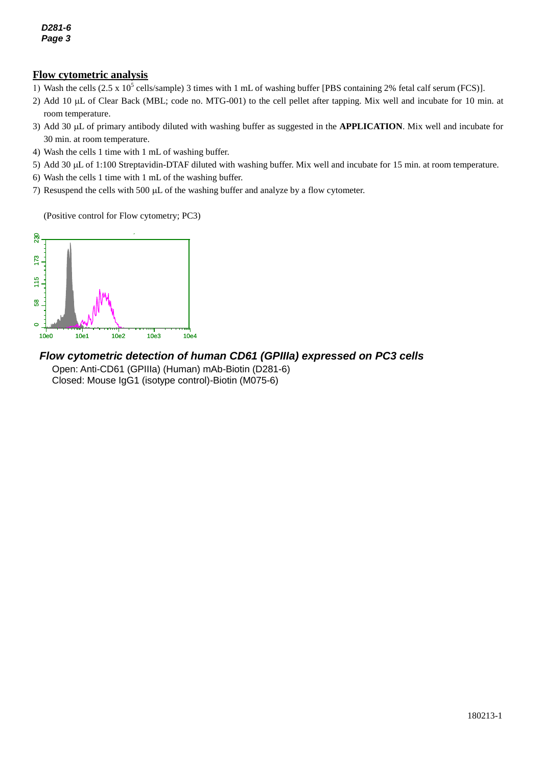## Flow cytometric analysis

1) Wash the cells ($2.5 \times 10^5$ cells/sample) 3 times with 1 mL of washing buffer [PBS containing 2% fetal calf serum (FCS)].
2) Add 10 μL of Clear Back (MBL; code no. MTG-001) to the cell pellet after tapping. Mix well and incubate for 10 min. at room temperature.
3) Add 30 μL of primary antibody diluted with washing buffer as suggested in the **APPLICATION**. Mix well and incubate for 30 min. at room temperature.
4) Wash the cells 1 time with 1 mL of washing buffer.
5) Add 30 μL of 1:100 Streptavidin-DTAF diluted with washing buffer. Mix well and incubate for 15 min. at room temperature.
6) Wash the cells 1 time with 1 mL of the washing buffer.
7) Resuspend the cells with 500 μL of the washing buffer and analyze by a flow cytometer.

(Positive control for Flow cytometry; PC3)

230
173
115
58
0
10e0
10e1
10e2
10e3
10e4

***Flow cytometric detection of human CD61 (GPIIIa) expressed on PC3 cells***

Open: Anti-CD61 (GPIIIa) (Human) mAb-Biotin (D281-6)

Closed: Mouse IgG1 (isotype control)-Biotin (M075-6)

180213-1